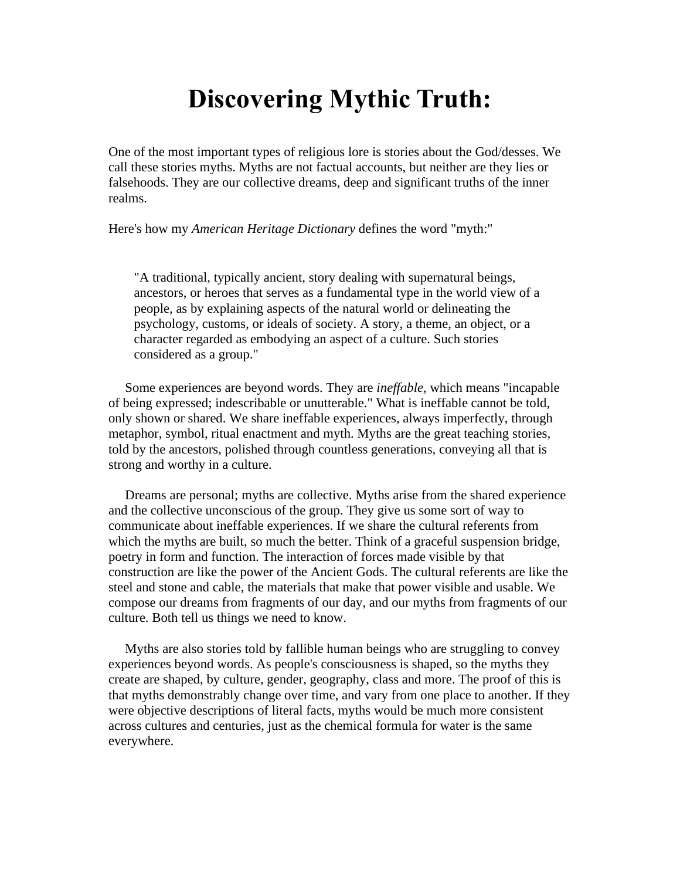# Discovering Mythic Truth:

One of the most important types of religious lore is stories about the God/desses. We call these stories myths. Myths are not factual accounts, but neither are they lies or falsehoods. They are our collective dreams, deep and significant truths of the inner realms.

Here's how my *American Heritage Dictionary* defines the word "myth:"

> "A traditional, typically ancient, story dealing with supernatural beings, ancestors, or heroes that serves as a fundamental type in the world view of a people, as by explaining aspects of the natural world or delineating the psychology, customs, or ideals of society. A story, a theme, an object, or a character regarded as embodying an aspect of a culture. Such stories considered as a group."

Some experiences are beyond words. They are *ineffable*, which means "incapable of being expressed; indescribable or unutterable." What is ineffable cannot be told, only shown or shared. We share ineffable experiences, always imperfectly, through metaphor, symbol, ritual enactment and myth. Myths are the great teaching stories, told by the ancestors, polished through countless generations, conveying all that is strong and worthy in a culture.

Dreams are personal; myths are collective. Myths arise from the shared experience and the collective unconscious of the group. They give us some sort of way to communicate about ineffable experiences. If we share the cultural referents from which the myths are built, so much the better. Think of a graceful suspension bridge, poetry in form and function. The interaction of forces made visible by that construction are like the power of the Ancient Gods. The cultural referents are like the steel and stone and cable, the materials that make that power visible and usable. We compose our dreams from fragments of our day, and our myths from fragments of our culture. Both tell us things we need to know.

Myths are also stories told by fallible human beings who are struggling to convey experiences beyond words. As people's consciousness is shaped, so the myths they create are shaped, by culture, gender, geography, class and more. The proof of this is that myths demonstrably change over time, and vary from one place to another. If they were objective descriptions of literal facts, myths would be much more consistent across cultures and centuries, just as the chemical formula for water is the same everywhere.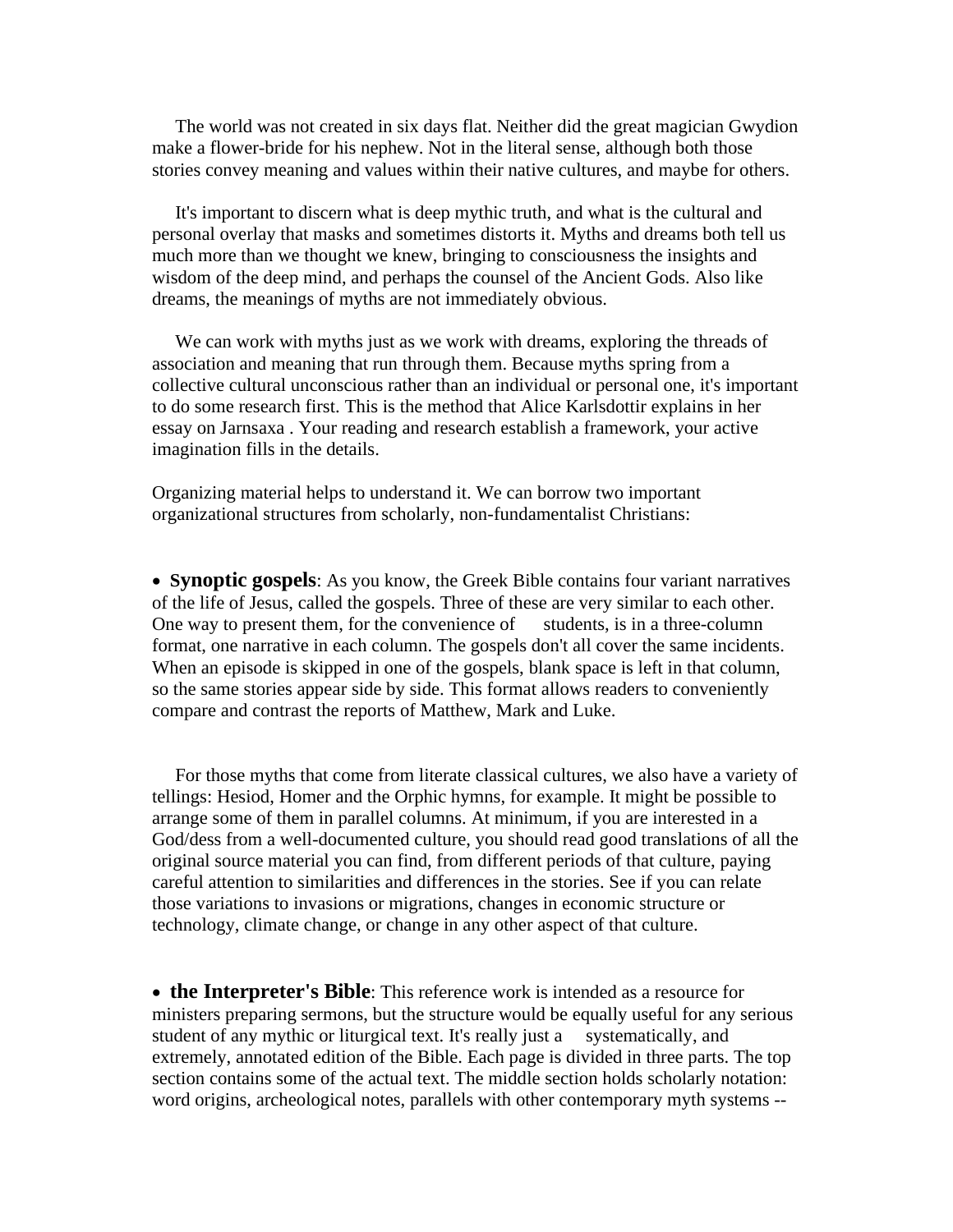The world was not created in six days flat. Neither did the great magician Gwydion make a flower-bride for his nephew. Not in the literal sense, although both those stories convey meaning and values within their native cultures, and maybe for others.

It's important to discern what is deep mythic truth, and what is the cultural and personal overlay that masks and sometimes distorts it. Myths and dreams both tell us much more than we thought we knew, bringing to consciousness the insights and wisdom of the deep mind, and perhaps the counsel of the Ancient Gods. Also like dreams, the meanings of myths are not immediately obvious.

We can work with myths just as we work with dreams, exploring the threads of association and meaning that run through them. Because myths spring from a collective cultural unconscious rather than an individual or personal one, it's important to do some research first. This is the method that Alice Karlsdottir explains in her essay on Jarnsaxa . Your reading and research establish a framework, your active imagination fills in the details.

Organizing material helps to understand it. We can borrow two important organizational structures from scholarly, non-fundamentalist Christians:

- **Synoptic gospels**: As you know, the Greek Bible contains four variant narratives of the life of Jesus, called the gospels. Three of these are very similar to each other. One way to present them, for the convenience of students, is in a three-column format, one narrative in each column. The gospels don't all cover the same incidents. When an episode is skipped in one of the gospels, blank space is left in that column, so the same stories appear side by side. This format allows readers to conveniently compare and contrast the reports of Matthew, Mark and Luke.

For those myths that come from literate classical cultures, we also have a variety of tellings: Hesiod, Homer and the Orphic hymns, for example. It might be possible to arrange some of them in parallel columns. At minimum, if you are interested in a God/dess from a well-documented culture, you should read good translations of all the original source material you can find, from different periods of that culture, paying careful attention to similarities and differences in the stories. See if you can relate those variations to invasions or migrations, changes in economic structure or technology, climate change, or change in any other aspect of that culture.

- **the Interpreter's Bible**: This reference work is intended as a resource for ministers preparing sermons, but the structure would be equally useful for any serious student of any mythic or liturgical text. It's really just a systematically, and extremely, annotated edition of the Bible. Each page is divided in three parts. The top section contains some of the actual text. The middle section holds scholarly notation: word origins, archeological notes, parallels with other contemporary myth systems --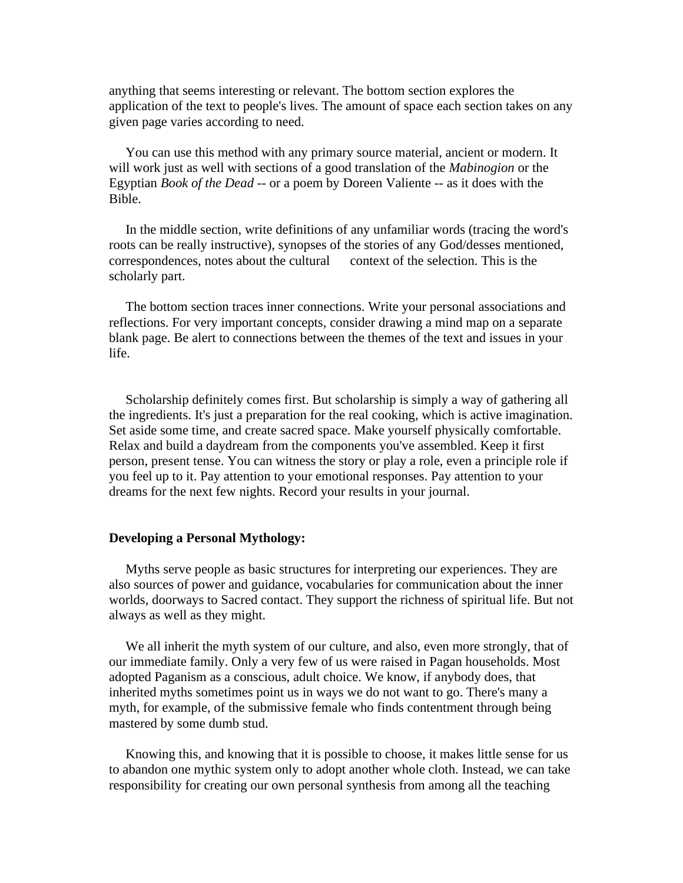anything that seems interesting or relevant. The bottom section explores the application of the text to people's lives. The amount of space each section takes on any given page varies according to need.

You can use this method with any primary source material, ancient or modern. It will work just as well with sections of a good translation of the *Mabinogion* or the Egyptian *Book of the Dead* -- or a poem by Doreen Valiente -- as it does with the Bible.

In the middle section, write definitions of any unfamiliar words (tracing the word's roots can be really instructive), synopses of the stories of any God/desses mentioned, correspondences, notes about the cultural context of the selection. This is the scholarly part.

The bottom section traces inner connections. Write your personal associations and reflections. For very important concepts, consider drawing a mind map on a separate blank page. Be alert to connections between the themes of the text and issues in your life.

Scholarship definitely comes first. But scholarship is simply a way of gathering all the ingredients. It's just a preparation for the real cooking, which is active imagination. Set aside some time, and create sacred space. Make yourself physically comfortable. Relax and build a daydream from the components you've assembled. Keep it first person, present tense. You can witness the story or play a role, even a principle role if you feel up to it. Pay attention to your emotional responses. Pay attention to your dreams for the next few nights. Record your results in your journal.

**Developing a Personal Mythology:**

Myths serve people as basic structures for interpreting our experiences. They are also sources of power and guidance, vocabularies for communication about the inner worlds, doorways to Sacred contact. They support the richness of spiritual life. But not always as well as they might.

We all inherit the myth system of our culture, and also, even more strongly, that of our immediate family. Only a very few of us were raised in Pagan households. Most adopted Paganism as a conscious, adult choice. We know, if anybody does, that inherited myths sometimes point us in ways we do not want to go. There's many a myth, for example, of the submissive female who finds contentment through being mastered by some dumb stud.

Knowing this, and knowing that it is possible to choose, it makes little sense for us to abandon one mythic system only to adopt another whole cloth. Instead, we can take responsibility for creating our own personal synthesis from among all the teaching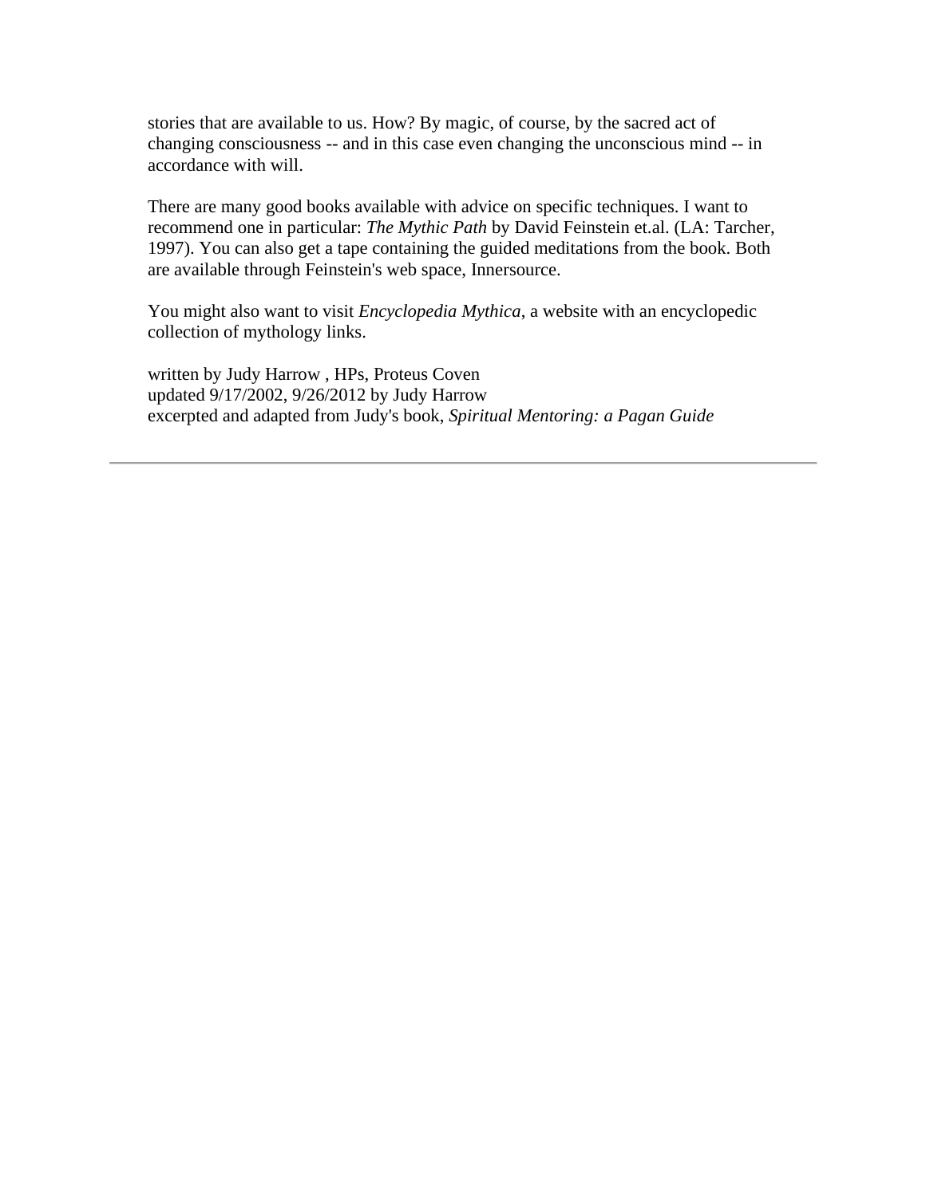stories that are available to us. How? By magic, of course, by the sacred act of changing consciousness -- and in this case even changing the unconscious mind -- in accordance with will.

There are many good books available with advice on specific techniques. I want to recommend one in particular: *The Mythic Path* by David Feinstein et.al. (LA: Tarcher, 1997). You can also get a tape containing the guided meditations from the book. Both are available through Feinstein's web space, Innersource.

You might also want to visit *Encyclopedia Mythica*, a website with an encyclopedic collection of mythology links.

written by Judy Harrow , HPs, Proteus Coven
updated 9/17/2002, 9/26/2012 by Judy Harrow
excerpted and adapted from Judy's book, *Spiritual Mentoring: a Pagan Guide*

---